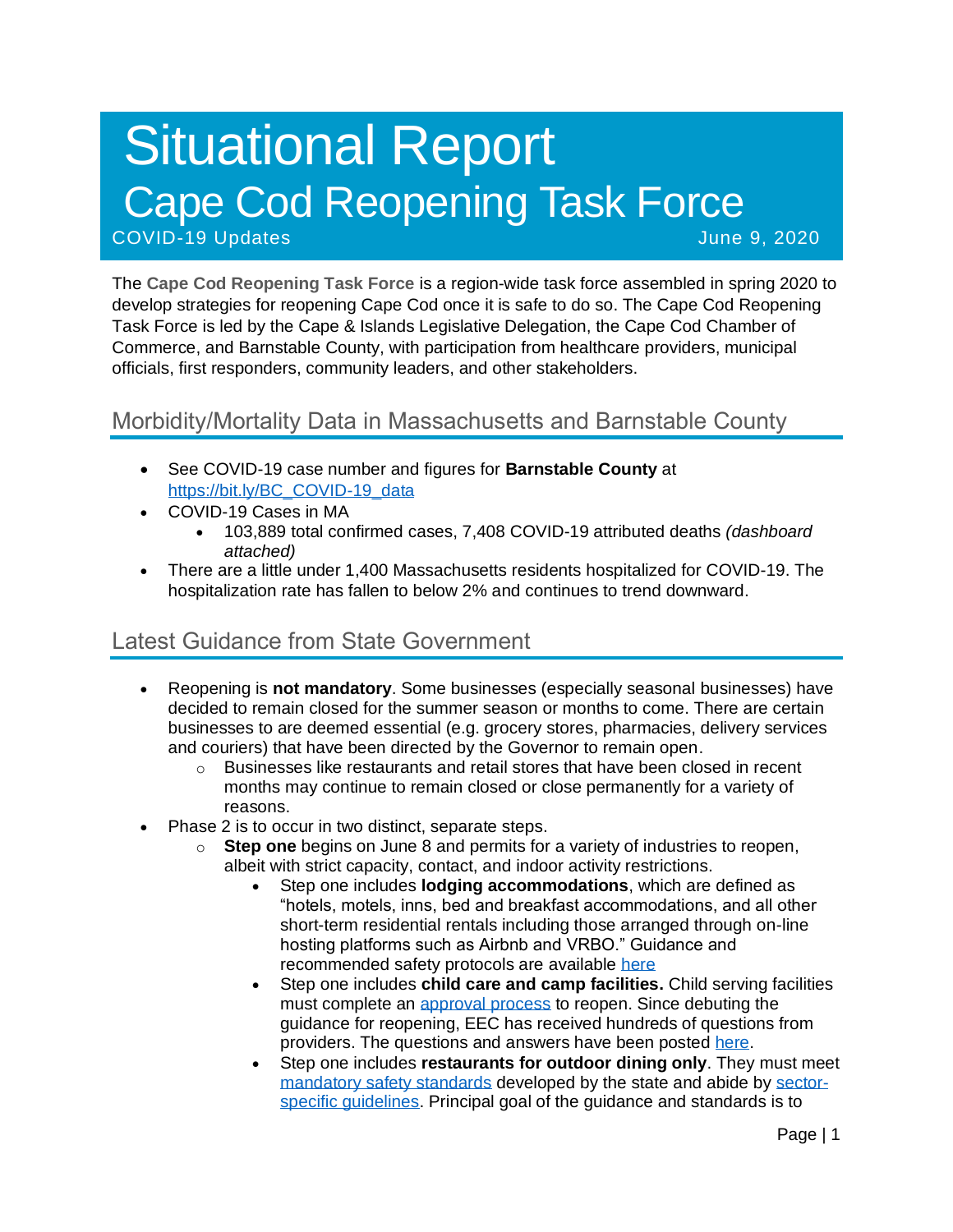# Situational Report
# Cape Cod Reopening Task Force

COVID-19 Updates June 9, 2020

The **Cape Cod Reopening Task Force** is a region-wide task force assembled in spring 2020 to develop strategies for reopening Cape Cod once it is safe to do so. The Cape Cod Reopening Task Force is led by the Cape & Islands Legislative Delegation, the Cape Cod Chamber of Commerce, and Barnstable County, with participation from healthcare providers, municipal officials, first responders, community leaders, and other stakeholders.

## Morbidity/Mortality Data in Massachusetts and Barnstable County

- See COVID-19 case number and figures for **Barnstable County** at [https://bit.ly/BC_COVID-19_data](https://bit.ly/BC_COVID-19_data)
- COVID-19 Cases in MA
  - 103,889 total confirmed cases, 7,408 COVID-19 attributed deaths *(dashboard attached)*
- There are a little under 1,400 Massachusetts residents hospitalized for COVID-19. The hospitalization rate has fallen to below 2% and continues to trend downward.

## Latest Guidance from State Government

- Reopening is **not mandatory**. Some businesses (especially seasonal businesses) have decided to remain closed for the summer season or months to come. There are certain businesses to are deemed essential (e.g. grocery stores, pharmacies, delivery services and couriers) that have been directed by the Governor to remain open.
  - Businesses like restaurants and retail stores that have been closed in recent months may continue to remain closed or close permanently for a variety of reasons.
- Phase 2 is to occur in two distinct, separate steps.
  - **Step one** begins on June 8 and permits for a variety of industries to reopen, albeit with strict capacity, contact, and indoor activity restrictions.
    - Step one includes **lodging accommodations**, which are defined as "hotels, motels, inns, bed and breakfast accommodations, and all other short-term residential rentals including those arranged through on-line hosting platforms such as Airbnb and VRBO." Guidance and recommended safety protocols are available here
    - Step one includes **child care and camp facilities.** Child serving facilities must complete an approval process to reopen. Since debuting the guidance for reopening, EEC has received hundreds of questions from providers. The questions and answers have been posted here.
    - Step one includes **restaurants for outdoor dining only**. They must meet mandatory safety standards developed by the state and abide by sector-specific guidelines. Principal goal of the guidance and standards is to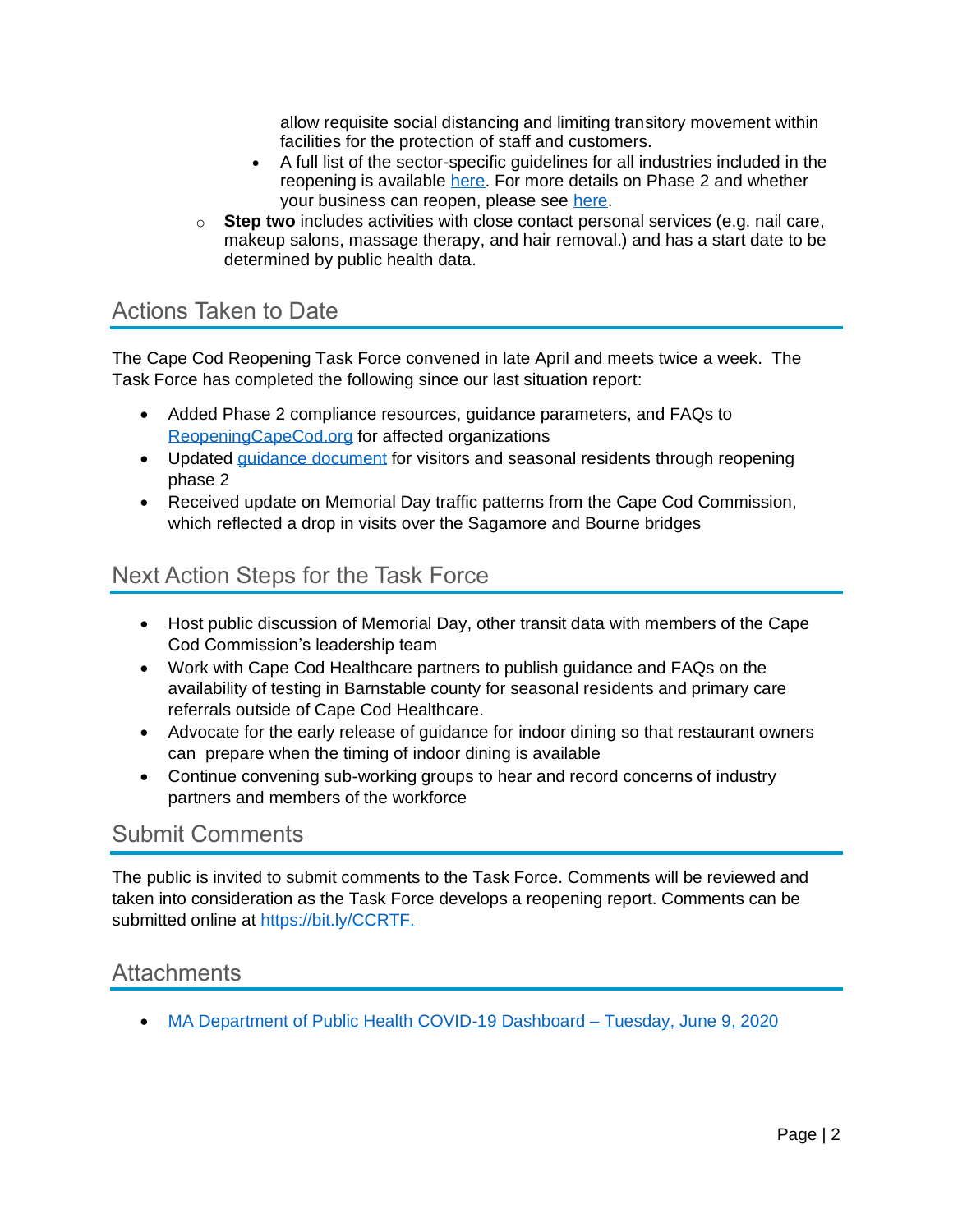allow requisite social distancing and limiting transitory movement within facilities for the protection of staff and customers.

    - A full list of the sector-specific guidelines for all industries included in the reopening is available here. For more details on Phase 2 and whether your business can reopen, please see here.
  - **Step two** includes activities with close contact personal services (e.g. nail care, makeup salons, massage therapy, and hair removal.) and has a start date to be determined by public health data.

## Actions Taken to Date

The Cape Cod Reopening Task Force convened in late April and meets twice a week. The Task Force has completed the following since our last situation report:

- Added Phase 2 compliance resources, guidance parameters, and FAQs to ReopeningCapeCod.org for affected organizations
- Updated guidance document for visitors and seasonal residents through reopening phase 2
- Received update on Memorial Day traffic patterns from the Cape Cod Commission, which reflected a drop in visits over the Sagamore and Bourne bridges

## Next Action Steps for the Task Force

- Host public discussion of Memorial Day, other transit data with members of the Cape Cod Commission's leadership team
- Work with Cape Cod Healthcare partners to publish guidance and FAQs on the availability of testing in Barnstable county for seasonal residents and primary care referrals outside of Cape Cod Healthcare.
- Advocate for the early release of guidance for indoor dining so that restaurant owners can prepare when the timing of indoor dining is available
- Continue convening sub-working groups to hear and record concerns of industry partners and members of the workforce

## Submit Comments

The public is invited to submit comments to the Task Force. Comments will be reviewed and taken into consideration as the Task Force develops a reopening report. Comments can be submitted online at https://bit.ly/CCRTF.

## Attachments

- MA Department of Public Health COVID-19 Dashboard – Tuesday, June 9, 2020